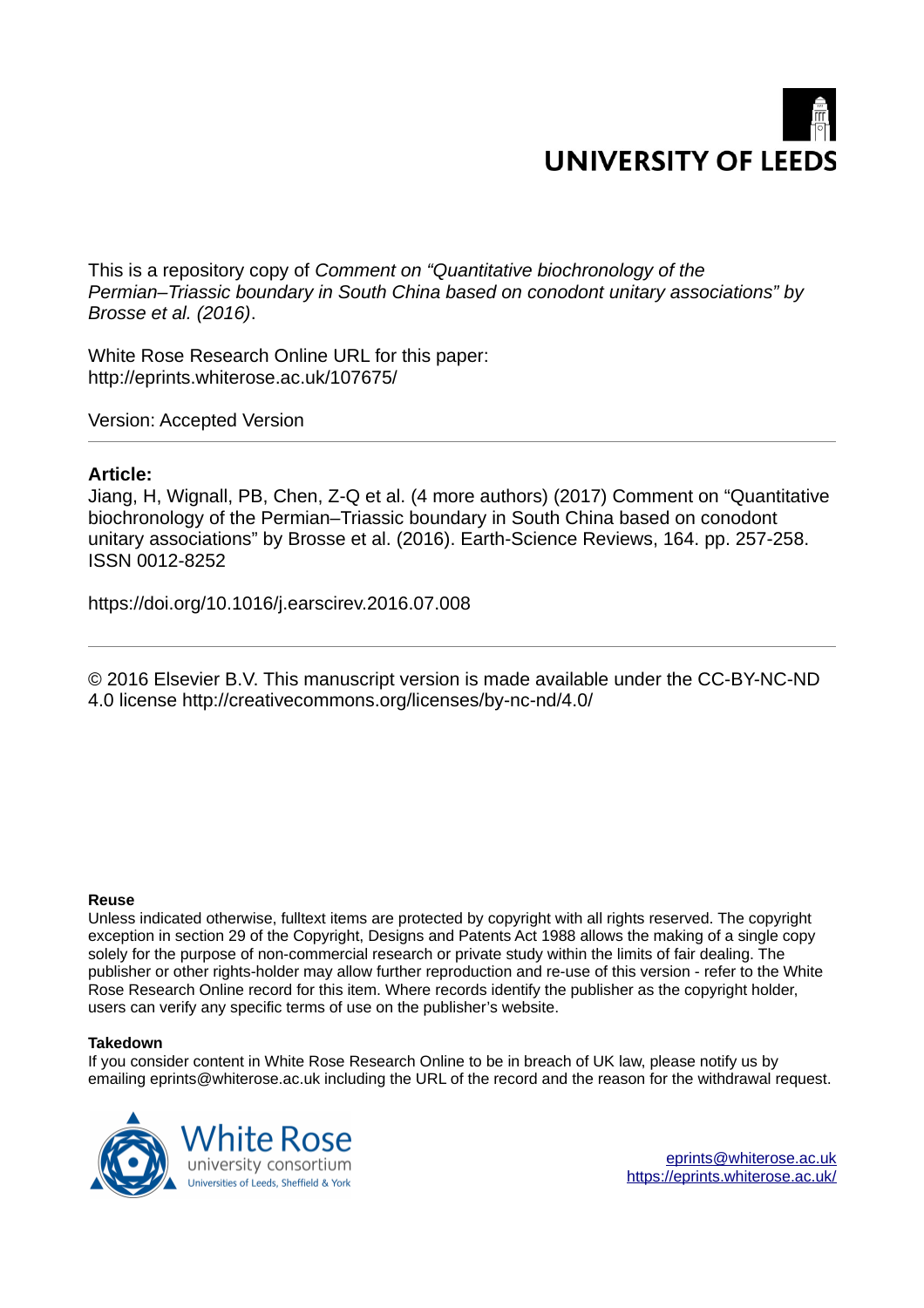UNIVERSITY OF LEEDS

This is a repository copy of *Comment on "Quantitative biochronology of the Permian–Triassic boundary in South China based on conodont unitary associations" by Brosse et al. (2016)*.

White Rose Research Online URL for this paper:
http://eprints.whiterose.ac.uk/107675/

Version: Accepted Version

**Article:**

Jiang, H, Wignall, PB, Chen, Z-Q et al. (4 more authors) (2017) Comment on "Quantitative biochronology of the Permian–Triassic boundary in South China based on conodont unitary associations" by Brosse et al. (2016). Earth-Science Reviews, 164. pp. 257-258. ISSN 0012-8252

https://doi.org/10.1016/j.earscirev.2016.07.008

© 2016 Elsevier B.V. This manuscript version is made available under the CC-BY-NC-ND 4.0 license http://creativecommons.org/licenses/by-nc-nd/4.0/

**Reuse**

Unless indicated otherwise, fulltext items are protected by copyright with all rights reserved. The copyright exception in section 29 of the Copyright, Designs and Patents Act 1988 allows the making of a single copy solely for the purpose of non-commercial research or private study within the limits of fair dealing. The publisher or other rights-holder may allow further reproduction and re-use of this version - refer to the White Rose Research Online record for this item. Where records identify the publisher as the copyright holder, users can verify any specific terms of use on the publisher's website.

**Takedown**

If you consider content in White Rose Research Online to be in breach of UK law, please notify us by emailing eprints@whiterose.ac.uk including the URL of the record and the reason for the withdrawal request.

White Rose university consortium
Universities of Leeds, Sheffield & York

eprints@whiterose.ac.uk
https://eprints.whiterose.ac.uk/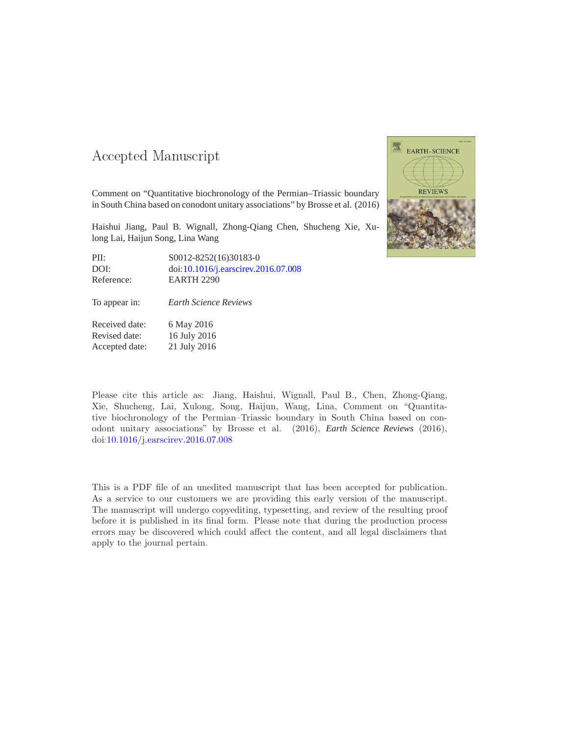# Accepted Manuscript

Comment on "Quantitative biochronology of the Permian–Triassic boundary in South China based on conodont unitary associations" by Brosse et al. (2016)

Haishui Jiang, Paul B. Wignall, Zhong-Qiang Chen, Shucheng Xie, Xulong Lai, Haijun Song, Lina Wang

| | |
|---|---|
| PII: | S0012-8252(16)30183-0 |
| DOI: | doi:10.1016/j.earscirev.2016.07.008 |
| Reference: | EARTH 2290 |

To appear in: *Earth Science Reviews*

| | |
|---|---|
| Received date: | 6 May 2016 |
| Revised date: | 16 July 2016 |
| Accepted date: | 21 July 2016 |

Please cite this article as: Jiang, Haishui, Wignall, Paul B., Chen, Zhong-Qiang, Xie, Shucheng, Lai, Xulong, Song, Haijun, Wang, Lina, Comment on "Quantitative biochronology of the Permian–Triassic boundary in South China based on conodont unitary associations" by Brosse et al. (2016), *Earth Science Reviews* (2016), doi:10.1016/j.earscirev.2016.07.008

This is a PDF file of an unedited manuscript that has been accepted for publication. As a service to our customers we are providing this early version of the manuscript. The manuscript will undergo copyediting, typesetting, and review of the resulting proof before it is published in its final form. Please note that during the production process errors may be discovered which could affect the content, and all legal disclaimers that apply to the journal pertain.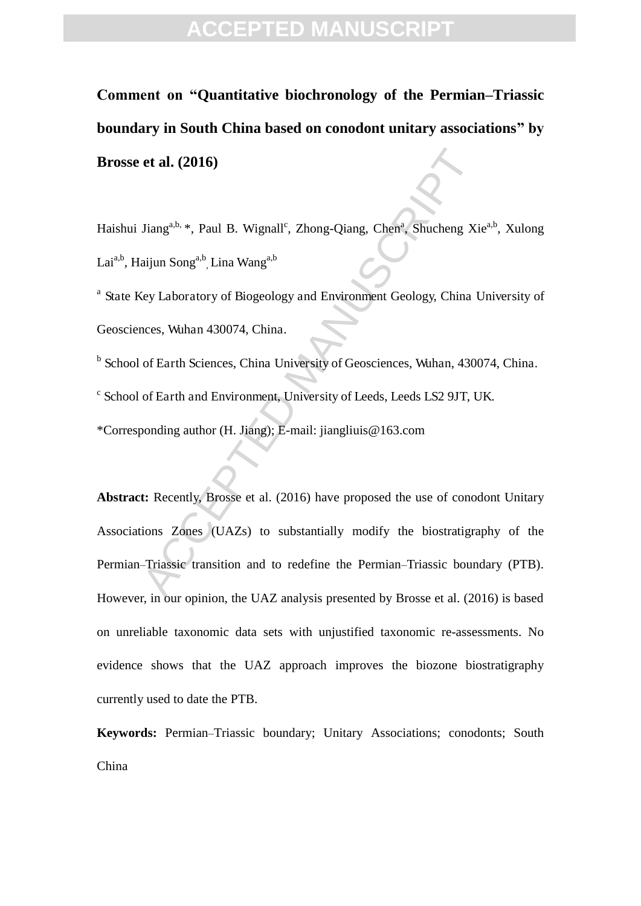# Comment on "Quantitative biochronology of the Permian–Triassic boundary in South China based on conodont unitary associations" by Brosse et al. (2016)

Haishui Jiang[a,b,] *, Paul B. Wignall[c], Zhong-Qiang, Chen[a], Shucheng Xie[a,b], Xulong Lai[a,b], Haijun Song[a,b], Lina Wang[a,b]

[a] State Key Laboratory of Biogeology and Environment Geology, China University of Geosciences, Wuhan 430074, China.

[b] School of Earth Sciences, China University of Geosciences, Wuhan, 430074, China.

[c] School of Earth and Environment, University of Leeds, Leeds LS2 9JT, UK.

*Corresponding author (H. Jiang); E-mail: jiangliuis@163.com

**Abstract:** Recently, Brosse et al. (2016) have proposed the use of conodont Unitary Associations Zones (UAZs) to substantially modify the biostratigraphy of the Permian–Triassic transition and to redefine the Permian–Triassic boundary (PTB). However, in our opinion, the UAZ analysis presented by Brosse et al. (2016) is based on unreliable taxonomic data sets with unjustified taxonomic re-assessments. No evidence shows that the UAZ approach improves the biozone biostratigraphy currently used to date the PTB.

**Keywords:** Permian–Triassic boundary; Unitary Associations; conodonts; South China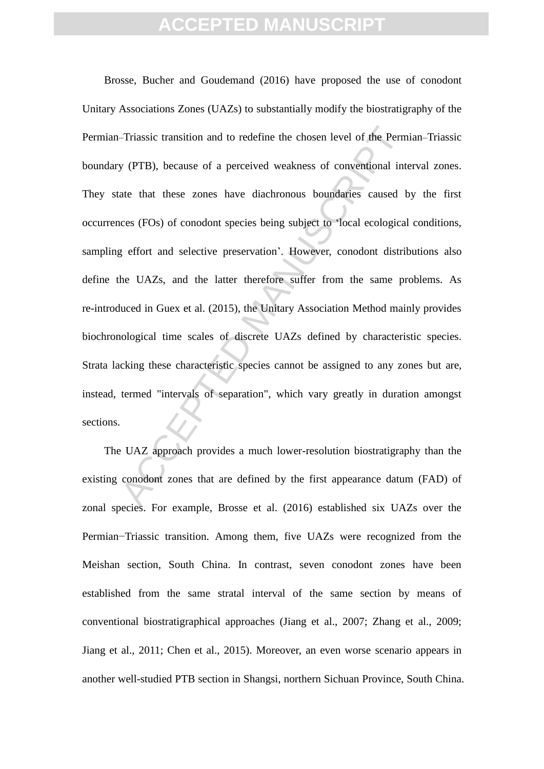Brosse, Bucher and Goudemand (2016) have proposed the use of conodont Unitary Associations Zones (UAZs) to substantially modify the biostratigraphy of the Permian–Triassic transition and to redefine the chosen level of the Permian–Triassic boundary (PTB), because of a perceived weakness of conventional interval zones. They state that these zones have diachronous boundaries caused by the first occurrences (FOs) of conodont species being subject to 'local ecological conditions, sampling effort and selective preservation'. However, conodont distributions also define the UAZs, and the latter therefore suffer from the same problems. As re-introduced in Guex et al. (2015), the Unitary Association Method mainly provides biochronological time scales of discrete UAZs defined by characteristic species. Strata lacking these characteristic species cannot be assigned to any zones but are, instead, termed "intervals of separation", which vary greatly in duration amongst sections.

The UAZ approach provides a much lower-resolution biostratigraphy than the existing conodont zones that are defined by the first appearance datum (FAD) of zonal species. For example, Brosse et al. (2016) established six UAZs over the Permian−Triassic transition. Among them, five UAZs were recognized from the Meishan section, South China. In contrast, seven conodont zones have been established from the same stratal interval of the same section by means of conventional biostratigraphical approaches (Jiang et al., 2007; Zhang et al., 2009; Jiang et al., 2011; Chen et al., 2015). Moreover, an even worse scenario appears in another well-studied PTB section in Shangsi, northern Sichuan Province, South China.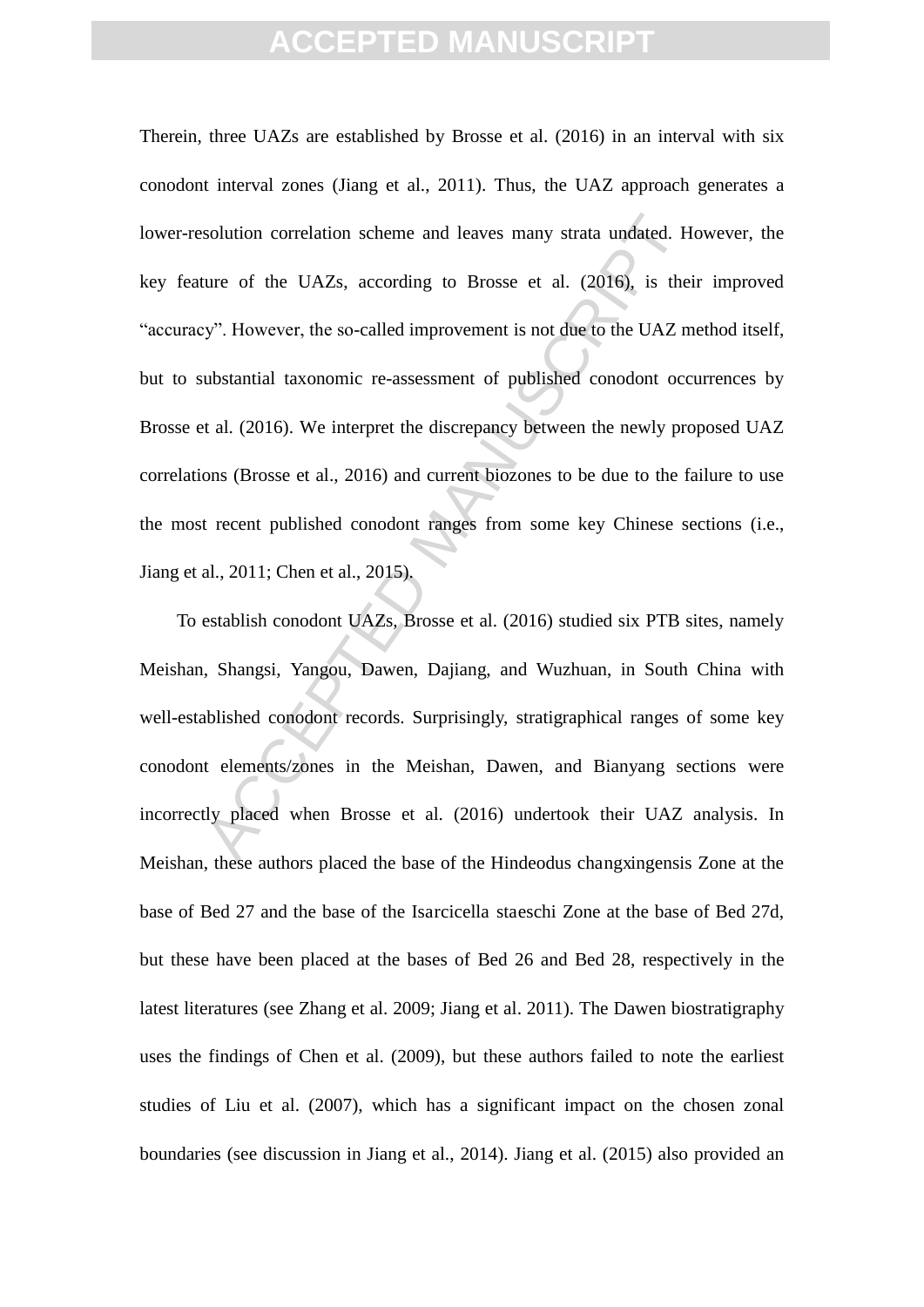Therein, three UAZs are established by Brosse et al. (2016) in an interval with six conodont interval zones (Jiang et al., 2011). Thus, the UAZ approach generates a lower-resolution correlation scheme and leaves many strata undated. However, the key feature of the UAZs, according to Brosse et al. (2016), is their improved “accuracy”. However, the so-called improvement is not due to the UAZ method itself, but to substantial taxonomic re-assessment of published conodont occurrences by Brosse et al. (2016). We interpret the discrepancy between the newly proposed UAZ correlations (Brosse et al., 2016) and current biozones to be due to the failure to use the most recent published conodont ranges from some key Chinese sections (i.e., Jiang et al., 2011; Chen et al., 2015).

To establish conodont UAZs, Brosse et al. (2016) studied six PTB sites, namely Meishan, Shangsi, Yangou, Dawen, Dajiang, and Wuzhuan, in South China with well-established conodont records. Surprisingly, stratigraphical ranges of some key conodont elements/zones in the Meishan, Dawen, and Bianyang sections were incorrectly placed when Brosse et al. (2016) undertook their UAZ analysis. In Meishan, these authors placed the base of the Hindeodus changxingensis Zone at the base of Bed 27 and the base of the Isarcicella staeschi Zone at the base of Bed 27d, but these have been placed at the bases of Bed 26 and Bed 28, respectively in the latest literatures (see Zhang et al. 2009; Jiang et al. 2011). The Dawen biostratigraphy uses the findings of Chen et al. (2009), but these authors failed to note the earliest studies of Liu et al. (2007), which has a significant impact on the chosen zonal boundaries (see discussion in Jiang et al., 2014). Jiang et al. (2015) also provided an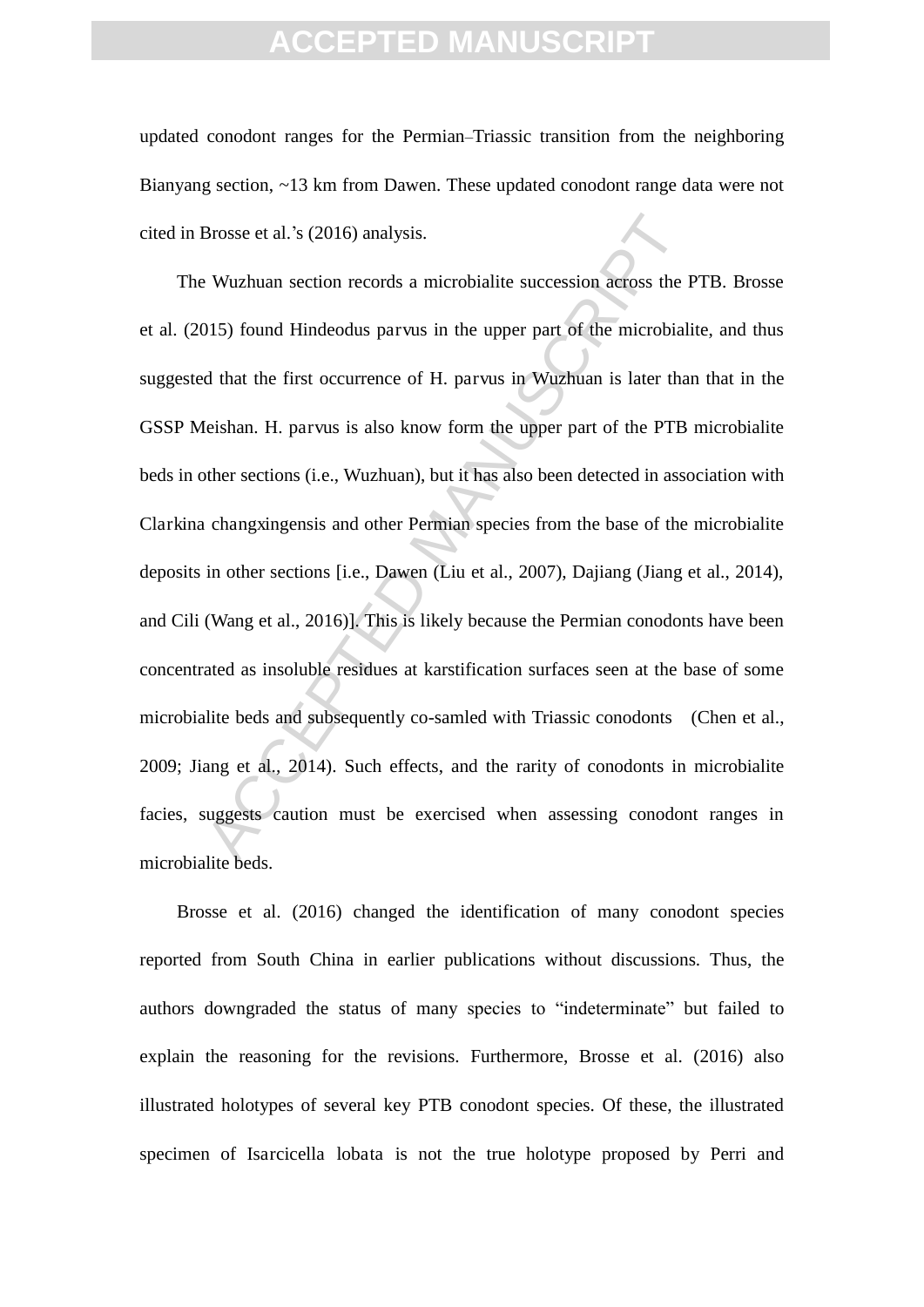updated conodont ranges for the Permian–Triassic transition from the neighboring Bianyang section, ~13 km from Dawen. These updated conodont range data were not cited in Brosse et al.'s (2016) analysis.

The Wuzhuan section records a microbialite succession across the PTB. Brosse et al. (2015) found Hindeodus parvus in the upper part of the microbialite, and thus suggested that the first occurrence of H. parvus in Wuzhuan is later than that in the GSSP Meishan. H. parvus is also know form the upper part of the PTB microbialite beds in other sections (i.e., Wuzhuan), but it has also been detected in association with Clarkina changxingensis and other Permian species from the base of the microbialite deposits in other sections [i.e., Dawen (Liu et al., 2007), Dajiang (Jiang et al., 2014), and Cili (Wang et al., 2016)]. This is likely because the Permian conodonts have been concentrated as insoluble residues at karstification surfaces seen at the base of some microbialite beds and subsequently co-samled with Triassic conodonts (Chen et al., 2009; Jiang et al., 2014). Such effects, and the rarity of conodonts in microbialite facies, suggests caution must be exercised when assessing conodont ranges in microbialite beds.

Brosse et al. (2016) changed the identification of many conodont species reported from South China in earlier publications without discussions. Thus, the authors downgraded the status of many species to "indeterminate" but failed to explain the reasoning for the revisions. Furthermore, Brosse et al. (2016) also illustrated holotypes of several key PTB conodont species. Of these, the illustrated specimen of Isarcicella lobata is not the true holotype proposed by Perri and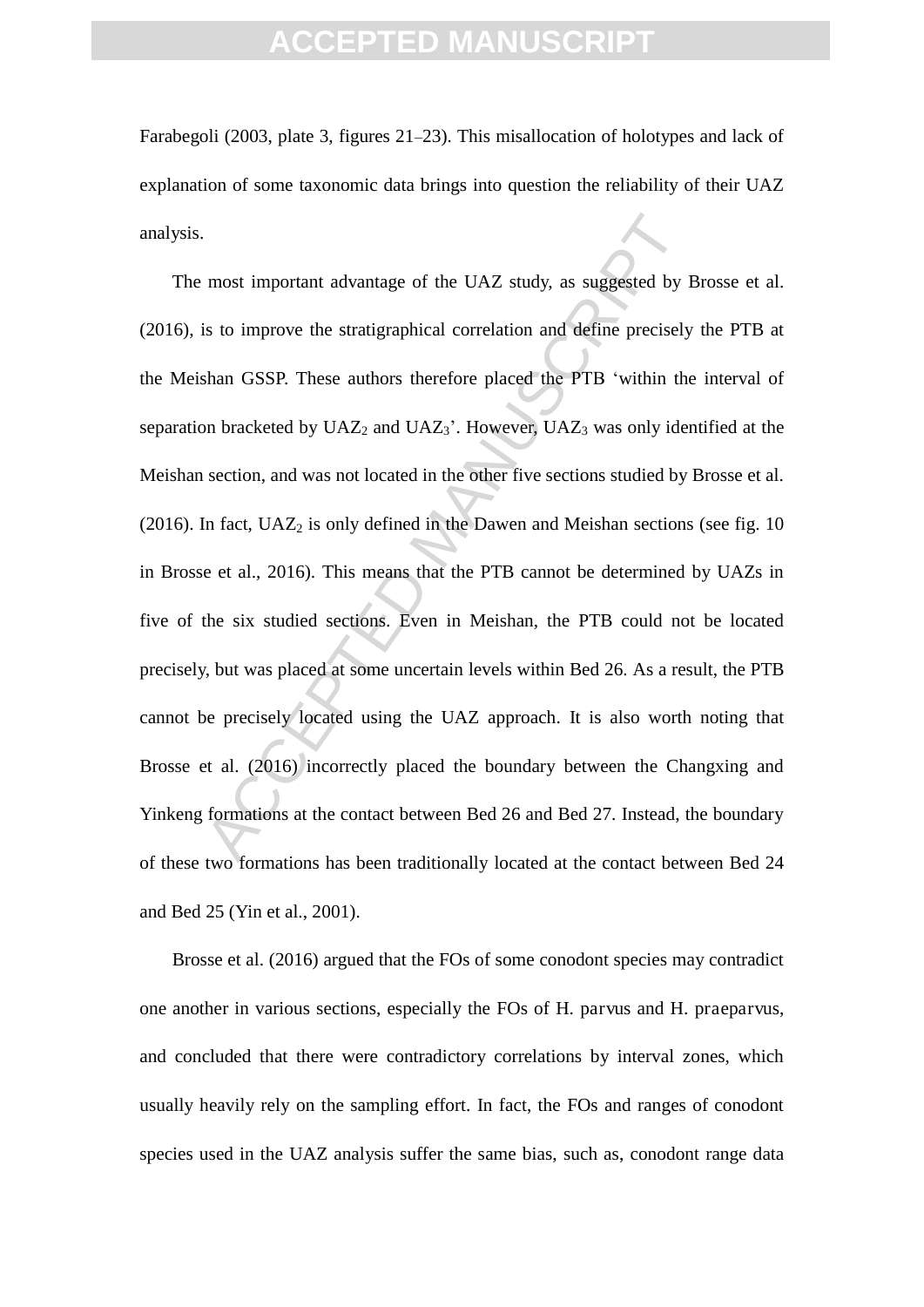Farabegoli (2003, plate 3, figures 21–23). This misallocation of holotypes and lack of explanation of some taxonomic data brings into question the reliability of their UAZ analysis.

The most important advantage of the UAZ study, as suggested by Brosse et al. (2016), is to improve the stratigraphical correlation and define precisely the PTB at the Meishan GSSP. These authors therefore placed the PTB 'within the interval of separation bracketed by $UAZ_2$ and $UAZ_3$'. However, $UAZ_3$ was only identified at the Meishan section, and was not located in the other five sections studied by Brosse et al. (2016). In fact, $UAZ_2$ is only defined in the Dawen and Meishan sections (see fig. 10 in Brosse et al., 2016). This means that the PTB cannot be determined by UAZs in five of the six studied sections. Even in Meishan, the PTB could not be located precisely, but was placed at some uncertain levels within Bed 26. As a result, the PTB cannot be precisely located using the UAZ approach. It is also worth noting that Brosse et al. (2016) incorrectly placed the boundary between the Changxing and Yinkeng formations at the contact between Bed 26 and Bed 27. Instead, the boundary of these two formations has been traditionally located at the contact between Bed 24 and Bed 25 (Yin et al., 2001).

Brosse et al. (2016) argued that the FOs of some conodont species may contradict one another in various sections, especially the FOs of H. parvus and H. praeparvus, and concluded that there were contradictory correlations by interval zones, which usually heavily rely on the sampling effort. In fact, the FOs and ranges of conodont species used in the UAZ analysis suffer the same bias, such as, conodont range data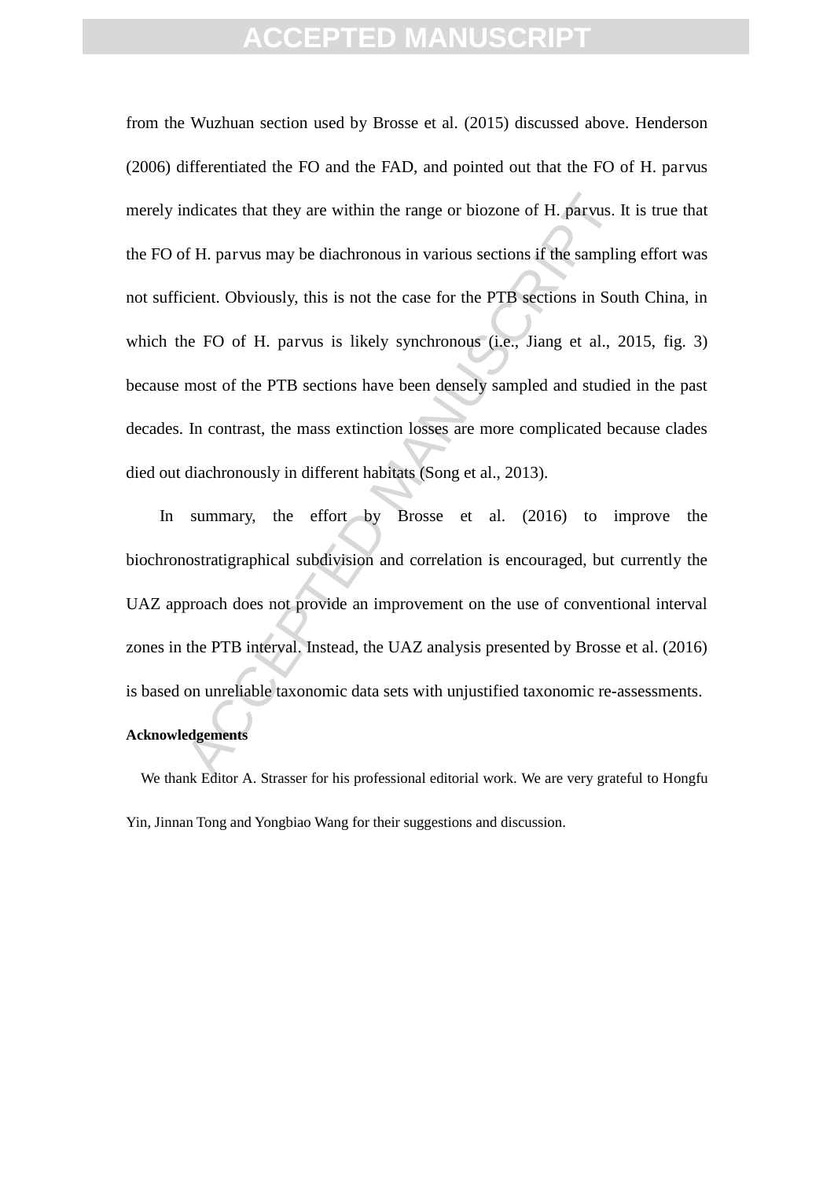from the Wuzhuan section used by Brosse et al. (2015) discussed above. Henderson (2006) differentiated the FO and the FAD, and pointed out that the FO of H. parvus merely indicates that they are within the range or biozone of H. parvus. It is true that the FO of H. parvus may be diachronous in various sections if the sampling effort was not sufficient. Obviously, this is not the case for the PTB sections in South China, in which the FO of H. parvus is likely synchronous (i.e., Jiang et al., 2015, fig. 3) because most of the PTB sections have been densely sampled and studied in the past decades. In contrast, the mass extinction losses are more complicated because clades died out diachronously in different habitats (Song et al., 2013).

In summary, the effort by Brosse et al. (2016) to improve the biochronostratigraphical subdivision and correlation is encouraged, but currently the UAZ approach does not provide an improvement on the use of conventional interval zones in the PTB interval. Instead, the UAZ analysis presented by Brosse et al. (2016) is based on unreliable taxonomic data sets with unjustified taxonomic re-assessments.

**Acknowledgements**

We thank Editor A. Strasser for his professional editorial work. We are very grateful to Hongfu Yin, Jinnan Tong and Yongbiao Wang for their suggestions and discussion.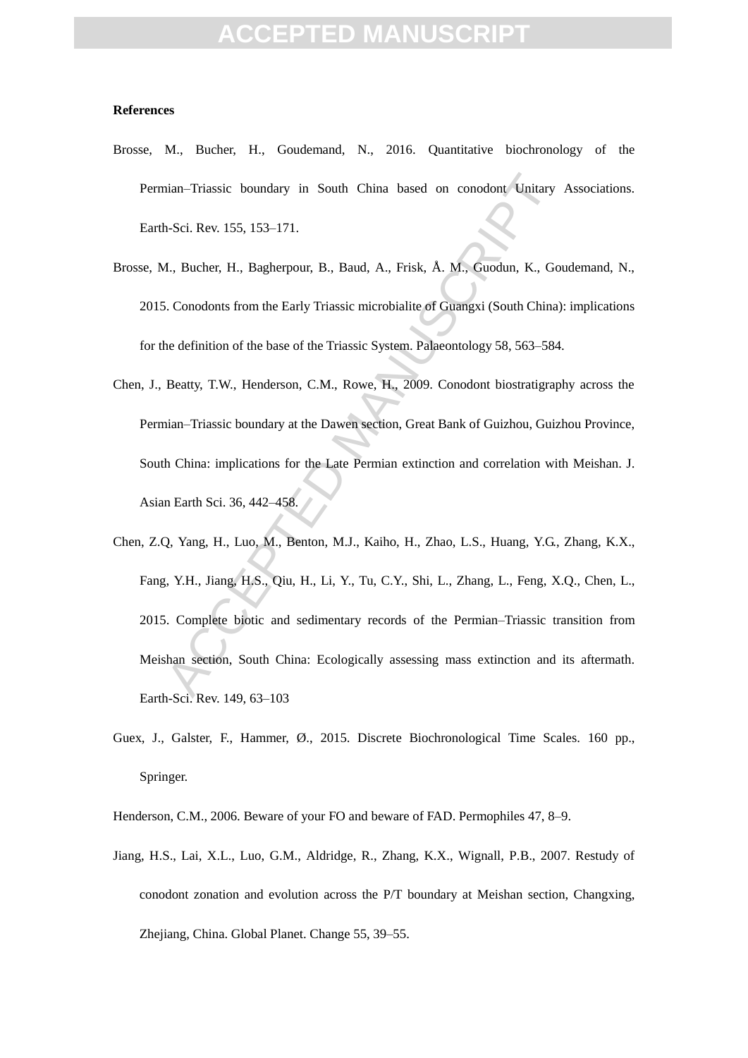**References**

Brosse, M., Bucher, H., Goudemand, N., 2016. Quantitative biochronology of the Permian–Triassic boundary in South China based on conodont Unitary Associations. Earth-Sci. Rev. 155, 153–171.

Brosse, M., Bucher, H., Bagherpour, B., Baud, A., Frisk, Å. M., Guodun, K., Goudemand, N., 2015. Conodonts from the Early Triassic microbialite of Guangxi (South China): implications for the definition of the base of the Triassic System. Palaeontology 58, 563–584.

Chen, J., Beatty, T.W., Henderson, C.M., Rowe, H., 2009. Conodont biostratigraphy across the Permian–Triassic boundary at the Dawen section, Great Bank of Guizhou, Guizhou Province, South China: implications for the Late Permian extinction and correlation with Meishan. J. Asian Earth Sci. 36, 442–458.

Chen, Z.Q, Yang, H., Luo, M., Benton, M.J., Kaiho, H., Zhao, L.S., Huang, Y.G., Zhang, K.X., Fang, Y.H., Jiang, H.S., Qiu, H., Li, Y., Tu, C.Y., Shi, L., Zhang, L., Feng, X.Q., Chen, L., 2015. Complete biotic and sedimentary records of the Permian–Triassic transition from Meishan section, South China: Ecologically assessing mass extinction and its aftermath. Earth-Sci. Rev. 149, 63–103

Guex, J., Galster, F., Hammer, Ø., 2015. Discrete Biochronological Time Scales. 160 pp., Springer.

Henderson, C.M., 2006. Beware of your FO and beware of FAD. Permophiles 47, 8–9.

Jiang, H.S., Lai, X.L., Luo, G.M., Aldridge, R., Zhang, K.X., Wignall, P.B., 2007. Restudy of conodont zonation and evolution across the P/T boundary at Meishan section, Changxing, Zhejiang, China. Global Planet. Change 55, 39–55.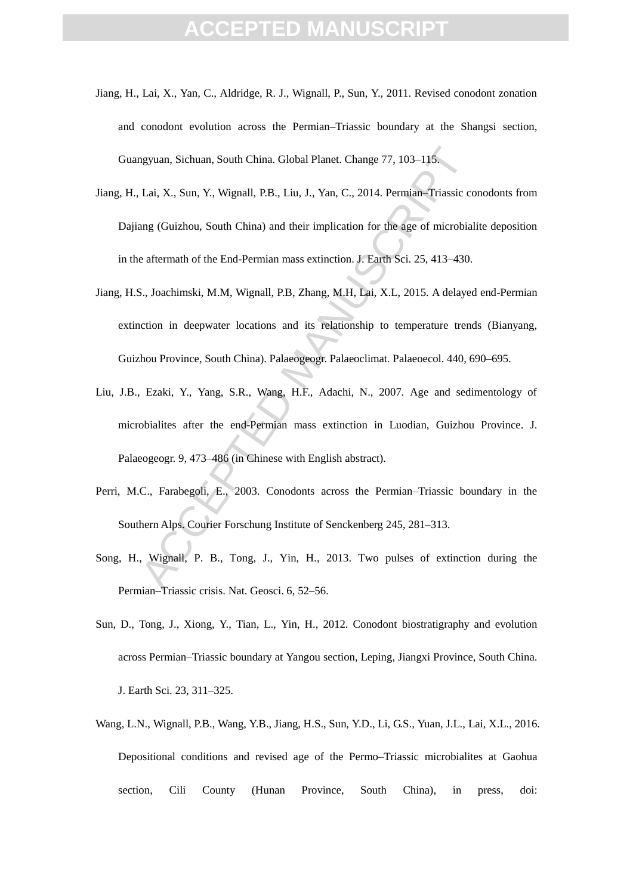Jiang, H., Lai, X., Yan, C., Aldridge, R. J., Wignall, P., Sun, Y., 2011. Revised conodont zonation and conodont evolution across the Permian–Triassic boundary at the Shangsi section, Guangyuan, Sichuan, South China. Global Planet. Change 77, 103–115.

Jiang, H., Lai, X., Sun, Y., Wignall, P.B., Liu, J., Yan, C., 2014. Permian–Triassic conodonts from Dajiang (Guizhou, South China) and their implication for the age of microbialite deposition in the aftermath of the End-Permian mass extinction. J. Earth Sci. 25, 413–430.

Jiang, H.S., Joachimski, M.M, Wignall, P.B, Zhang, M.H, Lai, X.L, 2015. A delayed end-Permian extinction in deepwater locations and its relationship to temperature trends (Bianyang, Guizhou Province, South China). Palaeogeogr. Palaeoclimat. Palaeoecol. 440, 690–695.

Liu, J.B., Ezaki, Y., Yang, S.R., Wang, H.F., Adachi, N., 2007. Age and sedimentology of microbialites after the end-Permian mass extinction in Luodian, Guizhou Province. J. Palaeogeogr. 9, 473–486 (in Chinese with English abstract).

Perri, M.C., Farabegoli, E., 2003. Conodonts across the Permian–Triassic boundary in the Southern Alps. Courier Forschung Institute of Senckenberg 245, 281–313.

Song, H., Wignall, P. B., Tong, J., Yin, H., 2013. Two pulses of extinction during the Permian–Triassic crisis. Nat. Geosci. 6, 52–56.

Sun, D., Tong, J., Xiong, Y., Tian, L., Yin, H., 2012. Conodont biostratigraphy and evolution across Permian–Triassic boundary at Yangou section, Leping, Jiangxi Province, South China. J. Earth Sci. 23, 311–325.

Wang, L.N., Wignall, P.B., Wang, Y.B., Jiang, H.S., Sun, Y.D., Li, G.S., Yuan, J.L., Lai, X.L., 2016. Depositional conditions and revised age of the Permo–Triassic microbialites at Gaohua section, Cili County (Hunan Province, South China), in press, doi: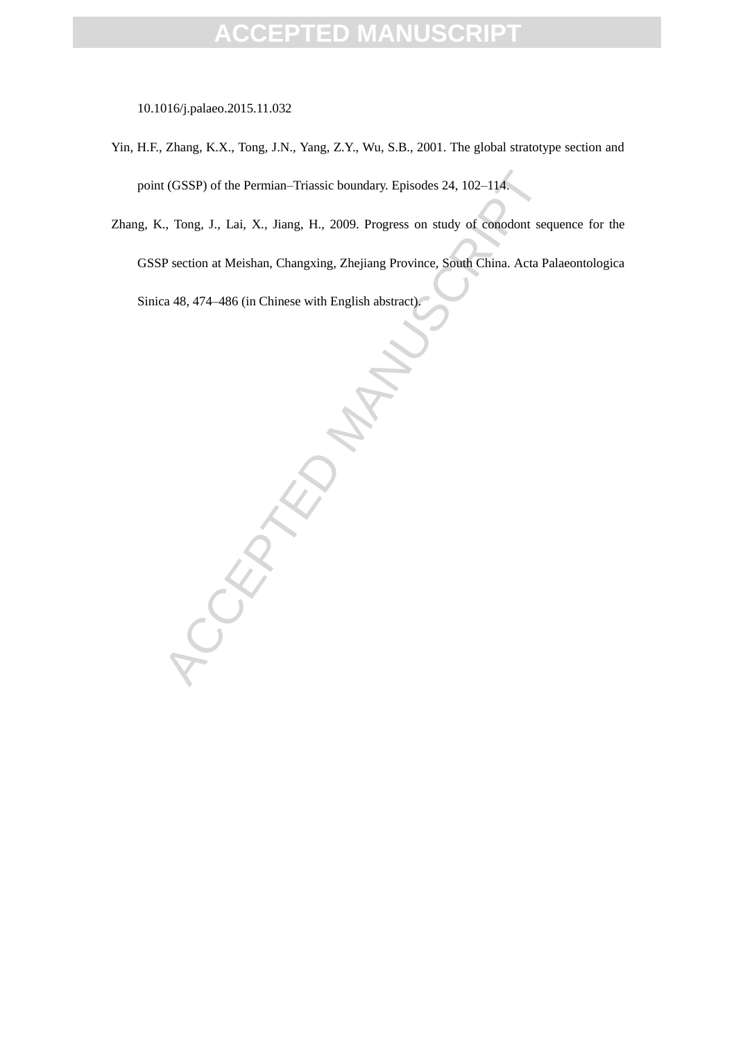10.1016/j.palaeo.2015.11.032

Yin, H.F., Zhang, K.X., Tong, J.N., Yang, Z.Y., Wu, S.B., 2001. The global stratotype section and point (GSSP) of the Permian–Triassic boundary. Episodes 24, 102–114.

Zhang, K., Tong, J., Lai, X., Jiang, H., 2009. Progress on study of conodont sequence for the GSSP section at Meishan, Changxing, Zhejiang Province, South China. Acta Palaeontologica Sinica 48, 474–486 (in Chinese with English abstract).